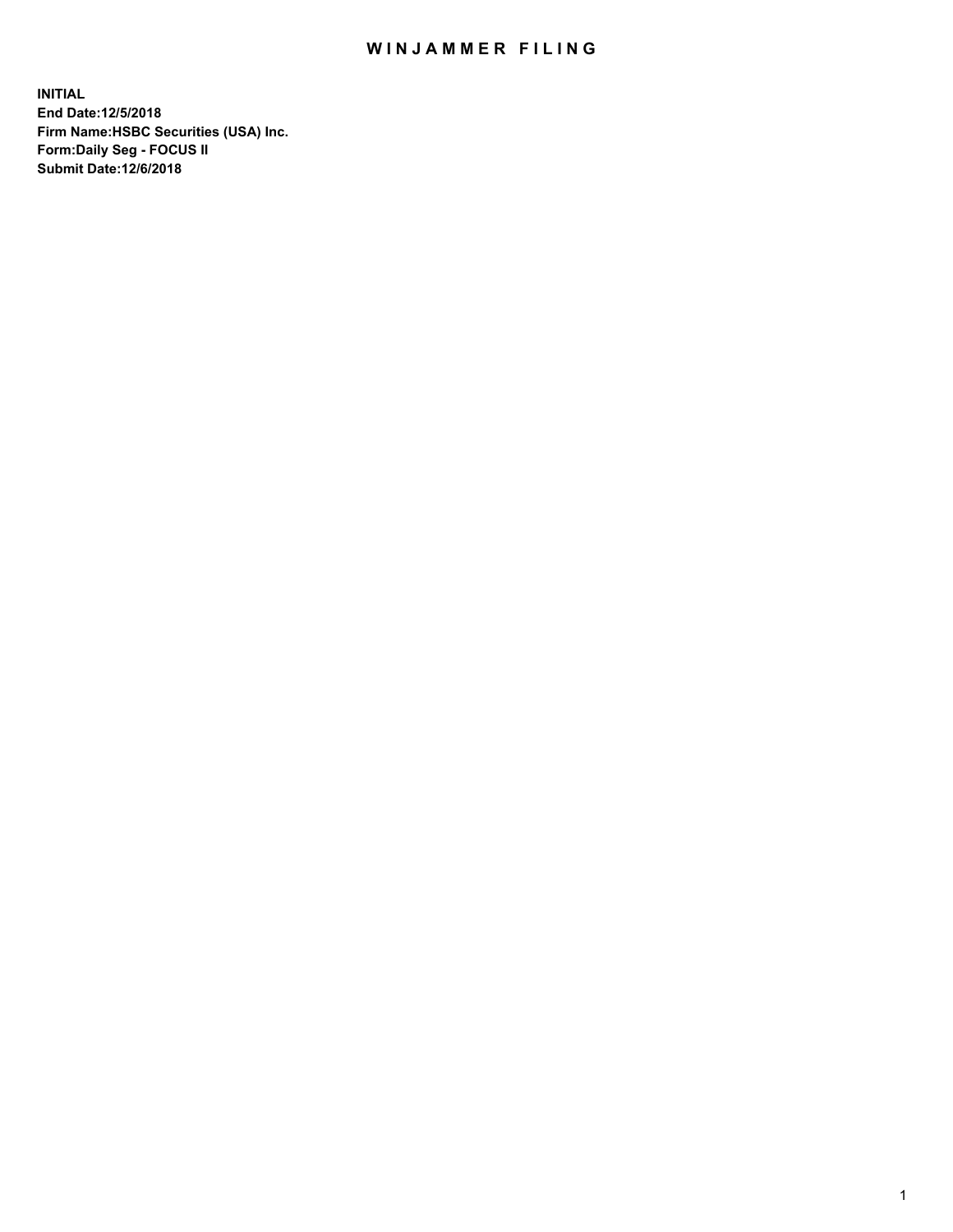# WINJAMMER FILING

**INITIAL**
**End Date:12/5/2018**
**Firm Name:HSBC Securities (USA) Inc.**
**Form:Daily Seg - FOCUS II**
**Submit Date:12/6/2018**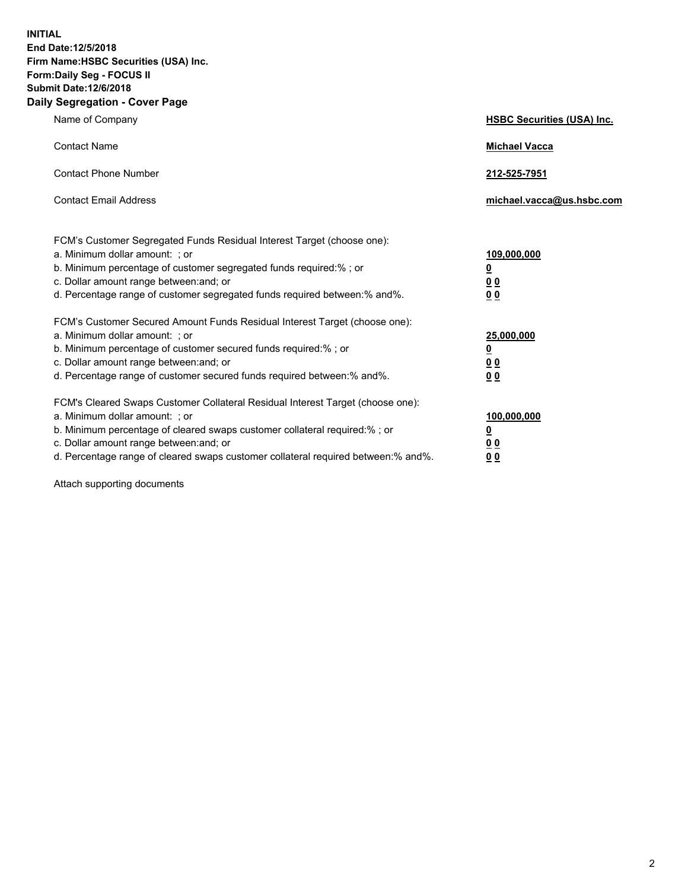**INITIAL**
**End Date:12/5/2018**
**Firm Name:HSBC Securities (USA) Inc.**
**Form:Daily Seg - FOCUS II**
**Submit Date:12/6/2018**

## Daily Segregation - Cover Page

| | |
|---|---|
| Name of Company | **HSBC Securities (USA) Inc.** |
| Contact Name | **Michael Vacca** |
| Contact Phone Number | **212-525-7951** |
| Contact Email Address | **michael.vacca@us.hsbc.com** |

| | |
|---|---|
| FCM's Customer Segregated Funds Residual Interest Target (choose one): | |
| a. Minimum dollar amount: ; or | **109,000,000** |
| b. Minimum percentage of customer segregated funds required:% ; or | **0** |
| c. Dollar amount range between:and; or | **0 0** |
| d. Percentage range of customer segregated funds required between:% and%. | **0 0** |
| FCM's Customer Secured Amount Funds Residual Interest Target (choose one): | |
| a. Minimum dollar amount: ; or | **25,000,000** |
| b. Minimum percentage of customer secured funds required:% ; or | **0** |
| c. Dollar amount range between:and; or | **0 0** |
| d. Percentage range of customer secured funds required between:% and%. | **0 0** |
| FCM's Cleared Swaps Customer Collateral Residual Interest Target (choose one): | |
| a. Minimum dollar amount: ; or | **100,000,000** |
| b. Minimum percentage of cleared swaps customer collateral required:% ; or | **0** |
| c. Dollar amount range between:and; or | **0 0** |
| d. Percentage range of cleared swaps customer collateral required between:% and%. | **0 0** |

Attach supporting documents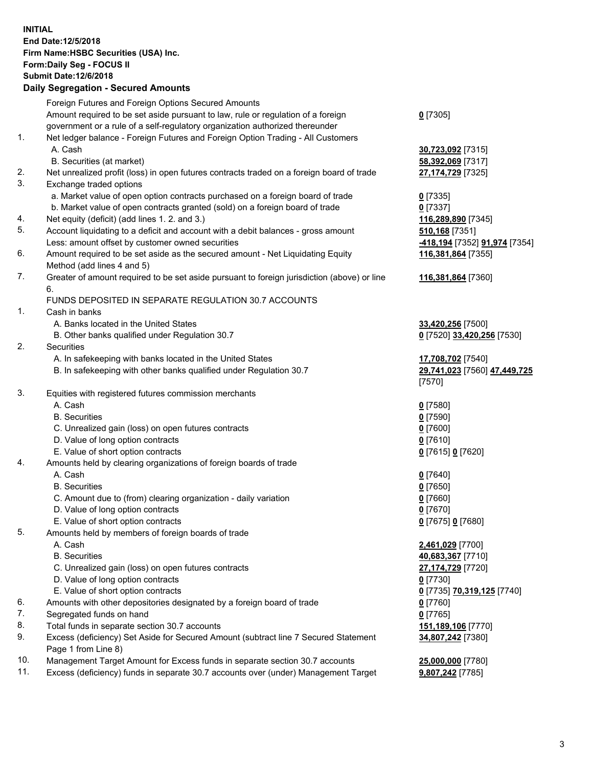**INITIAL**
**End Date:12/5/2018**
**Firm Name:HSBC Securities (USA) Inc.**
**Form:Daily Seg - FOCUS II**
**Submit Date:12/6/2018**

## Daily Segregation - Secured Amounts

| | | |
|---|---|---|
| | Foreign Futures and Foreign Options Secured Amounts | |
| | Amount required to be set aside pursuant to law, rule or regulation of a foreign government or a rule of a self-regulatory organization authorized thereunder | **0** [7305] |
| 1. | Net ledger balance - Foreign Futures and Foreign Option Trading - All Customers | |
| | A. Cash | **30,723,092** [7315] |
| | B. Securities (at market) | **58,392,069** [7317] |
| 2. | Net unrealized profit (loss) in open futures contracts traded on a foreign board of trade | **27,174,729** [7325] |
| 3. | Exchange traded options | |
| | a. Market value of open option contracts purchased on a foreign board of trade | **0** [7335] |
| | b. Market value of open contracts granted (sold) on a foreign board of trade | **0** [7337] |
| 4. | Net equity (deficit) (add lines 1. 2. and 3.) | **116,289,890** [7345] |
| 5. | Account liquidating to a deficit and account with a debit balances - gross amount | **510,168** [7351] |
| | Less: amount offset by customer owned securities | **-418,194** [7352] **91,974** [7354] |
| 6. | Amount required to be set aside as the secured amount - Net Liquidating Equity Method (add lines 4 and 5) | **116,381,864** [7355] |
| 7. | Greater of amount required to be set aside pursuant to foreign jurisdiction (above) or line 6. | **116,381,864** [7360] |
| | FUNDS DEPOSITED IN SEPARATE REGULATION 30.7 ACCOUNTS | |
| 1. | Cash in banks | |
| | A. Banks located in the United States | **33,420,256** [7500] |
| | B. Other banks qualified under Regulation 30.7 | **0** [7520] **33,420,256** [7530] |
| 2. | Securities | |
| | A. In safekeeping with banks located in the United States | **17,708,702** [7540] |
| | B. In safekeeping with other banks qualified under Regulation 30.7 | **29,741,023** [7560] **47,449,725** [7570] |
| 3. | Equities with registered futures commission merchants | |
| | A. Cash | **0** [7580] |
| | B. Securities | **0** [7590] |
| | C. Unrealized gain (loss) on open futures contracts | **0** [7600] |
| | D. Value of long option contracts | **0** [7610] |
| | E. Value of short option contracts | **0** [7615] **0** [7620] |
| 4. | Amounts held by clearing organizations of foreign boards of trade | |
| | A. Cash | **0** [7640] |
| | B. Securities | **0** [7650] |
| | C. Amount due to (from) clearing organization - daily variation | **0** [7660] |
| | D. Value of long option contracts | **0** [7670] |
| | E. Value of short option contracts | **0** [7675] **0** [7680] |
| 5. | Amounts held by members of foreign boards of trade | |
| | A. Cash | **2,461,029** [7700] |
| | B. Securities | **40,683,367** [7710] |
| | C. Unrealized gain (loss) on open futures contracts | **27,174,729** [7720] |
| | D. Value of long option contracts | **0** [7730] |
| | E. Value of short option contracts | **0** [7735] **70,319,125** [7740] |
| 6. | Amounts with other depositories designated by a foreign board of trade | **0** [7760] |
| 7. | Segregated funds on hand | **0** [7765] |
| 8. | Total funds in separate section 30.7 accounts | **151,189,106** [7770] |
| 9. | Excess (deficiency) Set Aside for Secured Amount (subtract line 7 Secured Statement Page 1 from Line 8) | **34,807,242** [7380] |
| 10. | Management Target Amount for Excess funds in separate section 30.7 accounts | **25,000,000** [7780] |
| 11. | Excess (deficiency) funds in separate 30.7 accounts over (under) Management Target | **9,807,242** [7785] |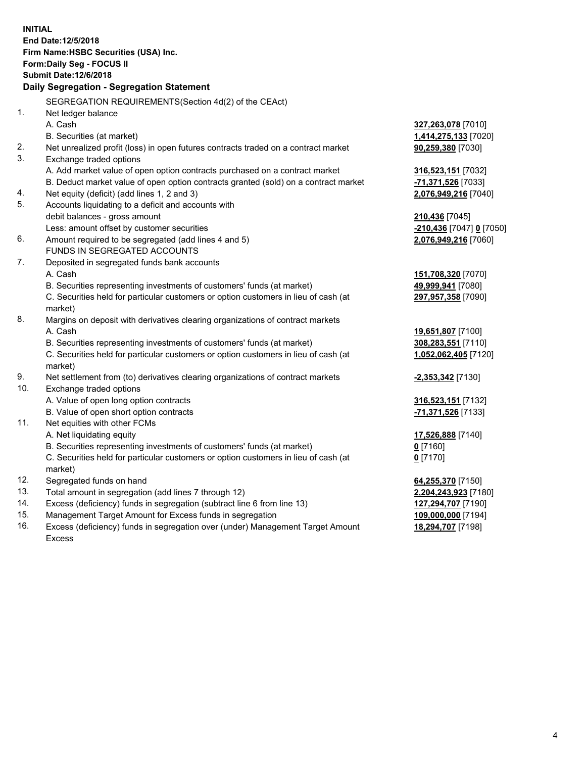**INITIAL**
**End Date:12/5/2018**
**Firm Name:HSBC Securities (USA) Inc.**
**Form:Daily Seg - FOCUS II**
**Submit Date:12/6/2018**

## Daily Segregation - Segregation Statement

| | | |
|---|---|---|
| | SEGREGATION REQUIREMENTS(Section 4d(2) of the CEAct) | |
| 1. | Net ledger balance | |
| | A. Cash | **327,263,078** [7010] |
| | B. Securities (at market) | **1,414,275,133** [7020] |
| 2. | Net unrealized profit (loss) in open futures contracts traded on a contract market | **90,259,380** [7030] |
| 3. | Exchange traded options | |
| | A. Add market value of open option contracts purchased on a contract market | **316,523,151** [7032] |
| | B. Deduct market value of open option contracts granted (sold) on a contract market | **-71,371,526** [7033] |
| 4. | Net equity (deficit) (add lines 1, 2 and 3) | **2,076,949,216** [7040] |
| 5. | Accounts liquidating to a deficit and accounts with | |
| | debit balances - gross amount | **210,436** [7045] |
| | Less: amount offset by customer securities | **-210,436** [7047] **0** [7050] |
| 6. | Amount required to be segregated (add lines 4 and 5) | **2,076,949,216** [7060] |
| | FUNDS IN SEGREGATED ACCOUNTS | |
| 7. | Deposited in segregated funds bank accounts | |
| | A. Cash | **151,708,320** [7070] |
| | B. Securities representing investments of customers' funds (at market) | **49,999,941** [7080] |
| | C. Securities held for particular customers or option customers in lieu of cash (at market) | **297,957,358** [7090] |
| 8. | Margins on deposit with derivatives clearing organizations of contract markets | |
| | A. Cash | **19,651,807** [7100] |
| | B. Securities representing investments of customers' funds (at market) | **308,283,551** [7110] |
| | C. Securities held for particular customers or option customers in lieu of cash (at market) | **1,052,062,405** [7120] |
| 9. | Net settlement from (to) derivatives clearing organizations of contract markets | **-2,353,342** [7130] |
| 10. | Exchange traded options | |
| | A. Value of open long option contracts | **316,523,151** [7132] |
| | B. Value of open short option contracts | **-71,371,526** [7133] |
| 11. | Net equities with other FCMs | |
| | A. Net liquidating equity | **17,526,888** [7140] |
| | B. Securities representing investments of customers' funds (at market) | **0** [7160] |
| | C. Securities held for particular customers or option customers in lieu of cash (at market) | **0** [7170] |
| 12. | Segregated funds on hand | **64,255,370** [7150] |
| 13. | Total amount in segregation (add lines 7 through 12) | **2,204,243,923** [7180] |
| 14. | Excess (deficiency) funds in segregation (subtract line 6 from line 13) | **127,294,707** [7190] |
| 15. | Management Target Amount for Excess funds in segregation | **109,000,000** [7194] |
| 16. | Excess (deficiency) funds in segregation over (under) Management Target Amount Excess | **18,294,707** [7198] |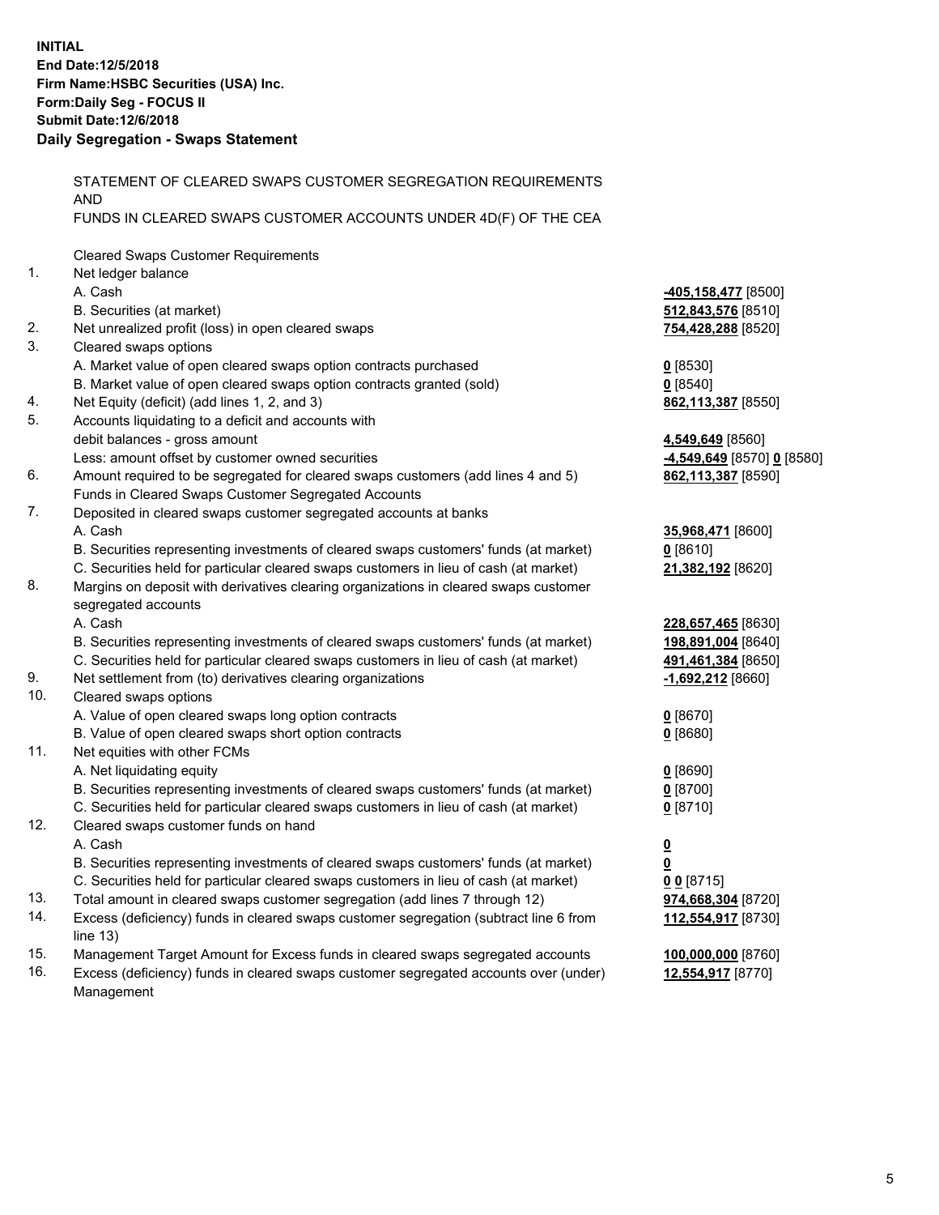**INITIAL**
**End Date:12/5/2018**
**Firm Name:HSBC Securities (USA) Inc.**
**Form:Daily Seg - FOCUS II**
**Submit Date:12/6/2018**
**Daily Segregation - Swaps Statement**

STATEMENT OF CLEARED SWAPS CUSTOMER SEGREGATION REQUIREMENTS AND FUNDS IN CLEARED SWAPS CUSTOMER ACCOUNTS UNDER 4D(F) OF THE CEA

| | | |
|---|---|---|
| | Cleared Swaps Customer Requirements | |
| 1. | Net ledger balance | |
| | A. Cash | **-405,158,477** [8500] |
| | B. Securities (at market) | **512,843,576** [8510] |
| 2. | Net unrealized profit (loss) in open cleared swaps | **754,428,288** [8520] |
| 3. | Cleared swaps options | |
| | A. Market value of open cleared swaps option contracts purchased | **0** [8530] |
| | B. Market value of open cleared swaps option contracts granted (sold) | **0** [8540] |
| 4. | Net Equity (deficit) (add lines 1, 2, and 3) | **862,113,387** [8550] |
| 5. | Accounts liquidating to a deficit and accounts with debit balances - gross amount | **4,549,649** [8560] |
| | Less: amount offset by customer owned securities | **-4,549,649** [8570] **0** [8580] |
| 6. | Amount required to be segregated for cleared swaps customers (add lines 4 and 5) | **862,113,387** [8590] |
| | Funds in Cleared Swaps Customer Segregated Accounts | |
| 7. | Deposited in cleared swaps customer segregated accounts at banks | |
| | A. Cash | **35,968,471** [8600] |
| | B. Securities representing investments of cleared swaps customers' funds (at market) | **0** [8610] |
| | C. Securities held for particular cleared swaps customers in lieu of cash (at market) | **21,382,192** [8620] |
| 8. | Margins on deposit with derivatives clearing organizations in cleared swaps customer segregated accounts | |
| | A. Cash | **228,657,465** [8630] |
| | B. Securities representing investments of cleared swaps customers' funds (at market) | **198,891,004** [8640] |
| | C. Securities held for particular cleared swaps customers in lieu of cash (at market) | **491,461,384** [8650] |
| 9. | Net settlement from (to) derivatives clearing organizations | **-1,692,212** [8660] |
| 10. | Cleared swaps options | |
| | A. Value of open cleared swaps long option contracts | **0** [8670] |
| | B. Value of open cleared swaps short option contracts | **0** [8680] |
| 11. | Net equities with other FCMs | |
| | A. Net liquidating equity | **0** [8690] |
| | B. Securities representing investments of cleared swaps customers' funds (at market) | **0** [8700] |
| | C. Securities held for particular cleared swaps customers in lieu of cash (at market) | **0** [8710] |
| 12. | Cleared swaps customer funds on hand | |
| | A. Cash | **0** |
| | B. Securities representing investments of cleared swaps customers' funds (at market) | **0** |
| | C. Securities held for particular cleared swaps customers in lieu of cash (at market) | **0** **0** [8715] |
| 13. | Total amount in cleared swaps customer segregation (add lines 7 through 12) | **974,668,304** [8720] |
| 14. | Excess (deficiency) funds in cleared swaps customer segregation (subtract line 6 from line 13) | **112,554,917** [8730] |
| 15. | Management Target Amount for Excess funds in cleared swaps segregated accounts | **100,000,000** [8760] |
| 16. | Excess (deficiency) funds in cleared swaps customer segregated accounts over (under) Management | **12,554,917** [8770] |